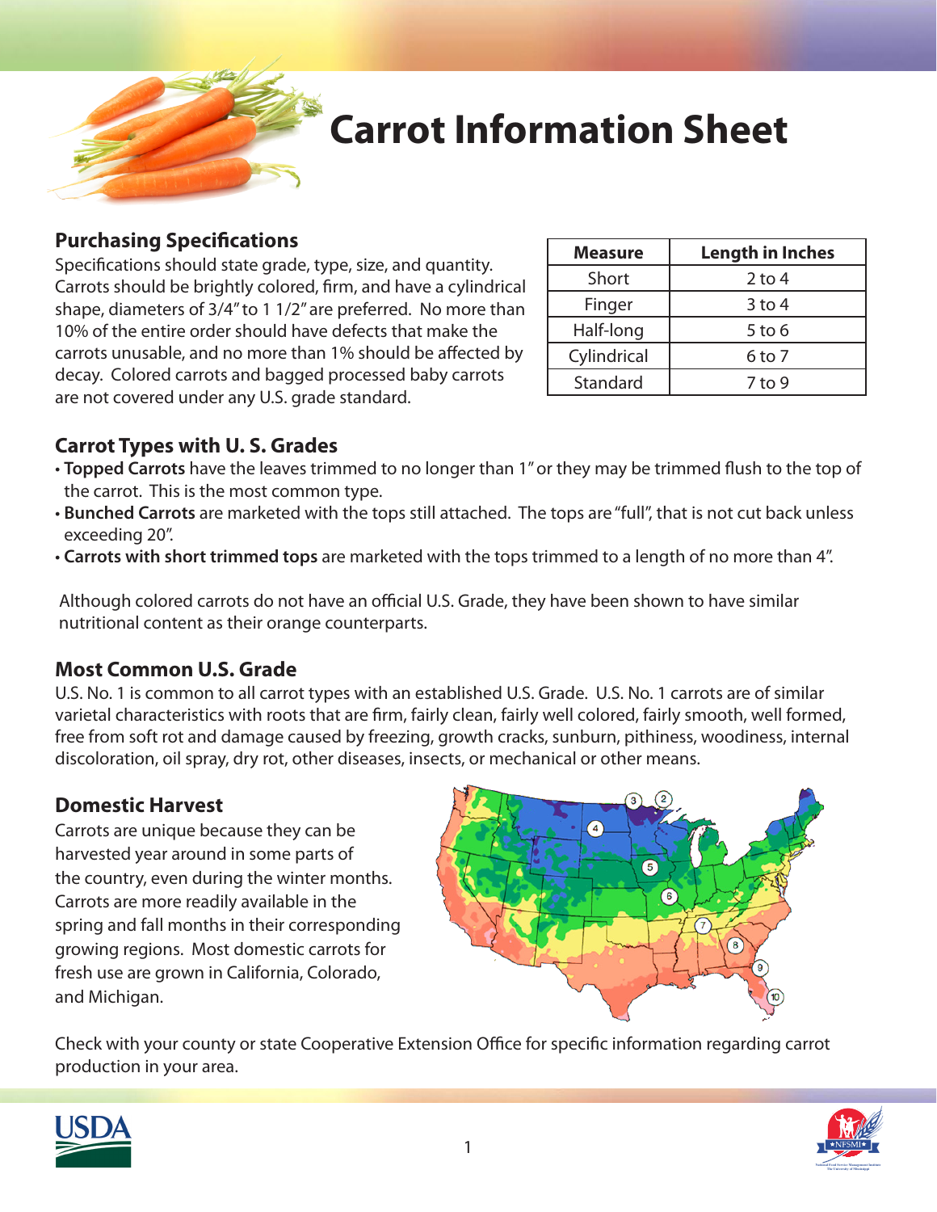# Carrot Information Sheet

## Purchasing Specifications

Specifications should state grade, type, size, and quantity. Carrots should be brightly colored, firm, and have a cylindrical shape, diameters of 3/4" to 1 1/2" are preferred. No more than 10% of the entire order should have defects that make the carrots unusable, and no more than 1% should be affected by decay. Colored carrots and bagged processed baby carrots are not covered under any U.S. grade standard.

| Measure | Length in Inches |
|---|---|
| Short | 2 to 4 |
| Finger | 3 to 4 |
| Half-long | 5 to 6 |
| Cylindrical | 6 to 7 |
| Standard | 7 to 9 |

## Carrot Types with U. S. Grades

- **Topped Carrots** have the leaves trimmed to no longer than 1" or they may be trimmed flush to the top of the carrot. This is the most common type.
- **Bunched Carrots** are marketed with the tops still attached. The tops are "full", that is not cut back unless exceeding 20".
- **Carrots with short trimmed tops** are marketed with the tops trimmed to a length of no more than 4".

Although colored carrots do not have an official U.S. Grade, they have been shown to have similar nutritional content as their orange counterparts.

## Most Common U.S. Grade

U.S. No. 1 is common to all carrot types with an established U.S. Grade. U.S. No. 1 carrots are of similar varietal characteristics with roots that are firm, fairly clean, fairly well colored, fairly smooth, well formed, free from soft rot and damage caused by freezing, growth cracks, sunburn, pithiness, woodiness, internal discoloration, oil spray, dry rot, other diseases, insects, or mechanical or other means.

## Domestic Harvest

Carrots are unique because they can be harvested year around in some parts of the country, even during the winter months. Carrots are more readily available in the spring and fall months in their corresponding growing regions. Most domestic carrots for fresh use are grown in California, Colorado, and Michigan.

Check with your county or state Cooperative Extension Office for specific information regarding carrot production in your area.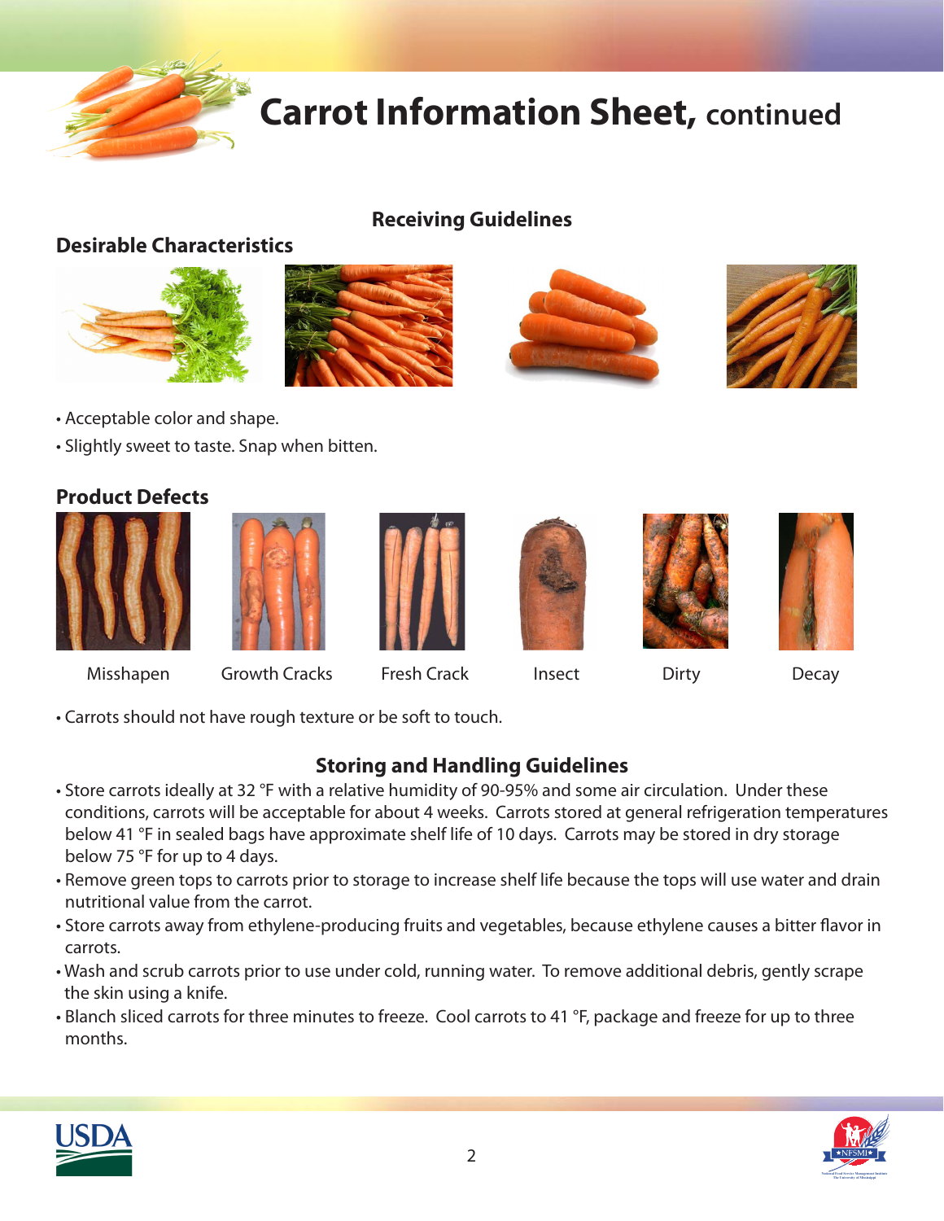# Carrot Information Sheet, continued

## Receiving Guidelines

### Desirable Characteristics

- Acceptable color and shape.
- Slightly sweet to taste. Snap when bitten.

### Product Defects

Misshapen

Growth Cracks

Fresh Crack

Insect

Dirty

Decay

- Carrots should not have rough texture or be soft to touch.

## Storing and Handling Guidelines

- Store carrots ideally at 32 °F with a relative humidity of 90-95% and some air circulation. Under these conditions, carrots will be acceptable for about 4 weeks. Carrots stored at general refrigeration temperatures below 41 °F in sealed bags have approximate shelf life of 10 days. Carrots may be stored in dry storage below 75 °F for up to 4 days.
- Remove green tops to carrots prior to storage to increase shelf life because the tops will use water and drain nutritional value from the carrot.
- Store carrots away from ethylene-producing fruits and vegetables, because ethylene causes a bitter flavor in carrots.
- Wash and scrub carrots prior to use under cold, running water. To remove additional debris, gently scrape the skin using a knife.
- Blanch sliced carrots for three minutes to freeze. Cool carrots to 41 °F, package and freeze for up to three months.